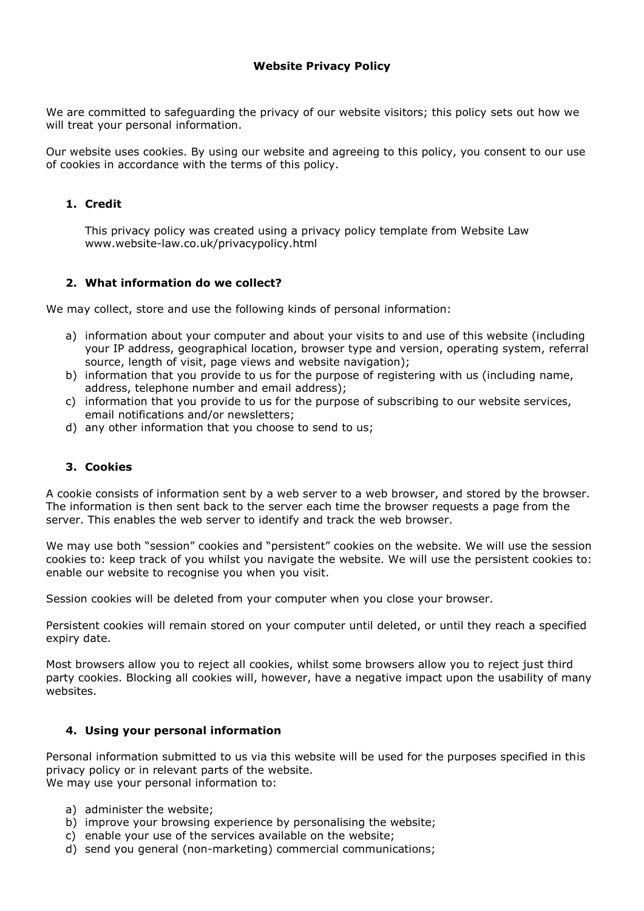# Website Privacy Policy

We are committed to safeguarding the privacy of our website visitors; this policy sets out how we will treat your personal information.

Our website uses cookies. By using our website and agreeing to this policy, you consent to our use of cookies in accordance with the terms of this policy.

## 1. Credit

This privacy policy was created using a privacy policy template from Website Law www.website-law.co.uk/privacypolicy.html

## 2. What information do we collect?

We may collect, store and use the following kinds of personal information:

a) information about your computer and about your visits to and use of this website (including your IP address, geographical location, browser type and version, operating system, referral source, length of visit, page views and website navigation);
b) information that you provide to us for the purpose of registering with us (including name, address, telephone number and email address);
c) information that you provide to us for the purpose of subscribing to our website services, email notifications and/or newsletters;
d) any other information that you choose to send to us;

## 3. Cookies

A cookie consists of information sent by a web server to a web browser, and stored by the browser. The information is then sent back to the server each time the browser requests a page from the server. This enables the web server to identify and track the web browser.

We may use both "session" cookies and "persistent" cookies on the website. We will use the session cookies to: keep track of you whilst you navigate the website. We will use the persistent cookies to: enable our website to recognise you when you visit.

Session cookies will be deleted from your computer when you close your browser.

Persistent cookies will remain stored on your computer until deleted, or until they reach a specified expiry date.

Most browsers allow you to reject all cookies, whilst some browsers allow you to reject just third party cookies. Blocking all cookies will, however, have a negative impact upon the usability of many websites.

## 4. Using your personal information

Personal information submitted to us via this website will be used for the purposes specified in this privacy policy or in relevant parts of the website.
We may use your personal information to:

a) administer the website;
b) improve your browsing experience by personalising the website;
c) enable your use of the services available on the website;
d) send you general (non-marketing) commercial communications;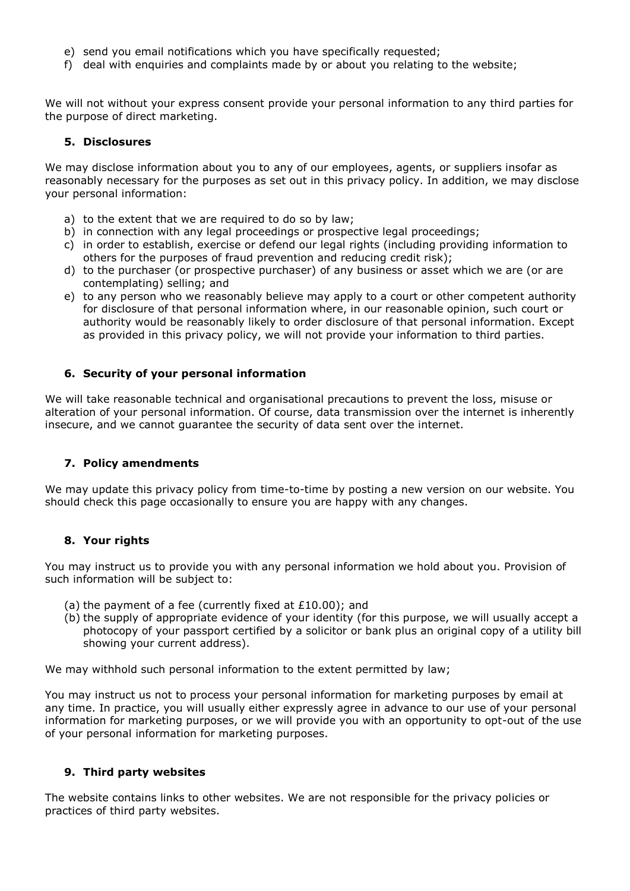e) send you email notifications which you have specifically requested;
f) deal with enquiries and complaints made by or about you relating to the website;

We will not without your express consent provide your personal information to any third parties for the purpose of direct marketing.

## 5. Disclosures

We may disclose information about you to any of our employees, agents, or suppliers insofar as reasonably necessary for the purposes as set out in this privacy policy. In addition, we may disclose your personal information:

a) to the extent that we are required to do so by law;
b) in connection with any legal proceedings or prospective legal proceedings;
c) in order to establish, exercise or defend our legal rights (including providing information to others for the purposes of fraud prevention and reducing credit risk);
d) to the purchaser (or prospective purchaser) of any business or asset which we are (or are contemplating) selling; and
e) to any person who we reasonably believe may apply to a court or other competent authority for disclosure of that personal information where, in our reasonable opinion, such court or authority would be reasonably likely to order disclosure of that personal information. Except as provided in this privacy policy, we will not provide your information to third parties.

## 6. Security of your personal information

We will take reasonable technical and organisational precautions to prevent the loss, misuse or alteration of your personal information. Of course, data transmission over the internet is inherently insecure, and we cannot guarantee the security of data sent over the internet.

## 7. Policy amendments

We may update this privacy policy from time-to-time by posting a new version on our website. You should check this page occasionally to ensure you are happy with any changes.

## 8. Your rights

You may instruct us to provide you with any personal information we hold about you. Provision of such information will be subject to:

(a) the payment of a fee (currently fixed at £10.00); and
(b) the supply of appropriate evidence of your identity (for this purpose, we will usually accept a photocopy of your passport certified by a solicitor or bank plus an original copy of a utility bill showing your current address).

We may withhold such personal information to the extent permitted by law;

You may instruct us not to process your personal information for marketing purposes by email at any time. In practice, you will usually either expressly agree in advance to our use of your personal information for marketing purposes, or we will provide you with an opportunity to opt-out of the use of your personal information for marketing purposes.

## 9. Third party websites

The website contains links to other websites. We are not responsible for the privacy policies or practices of third party websites.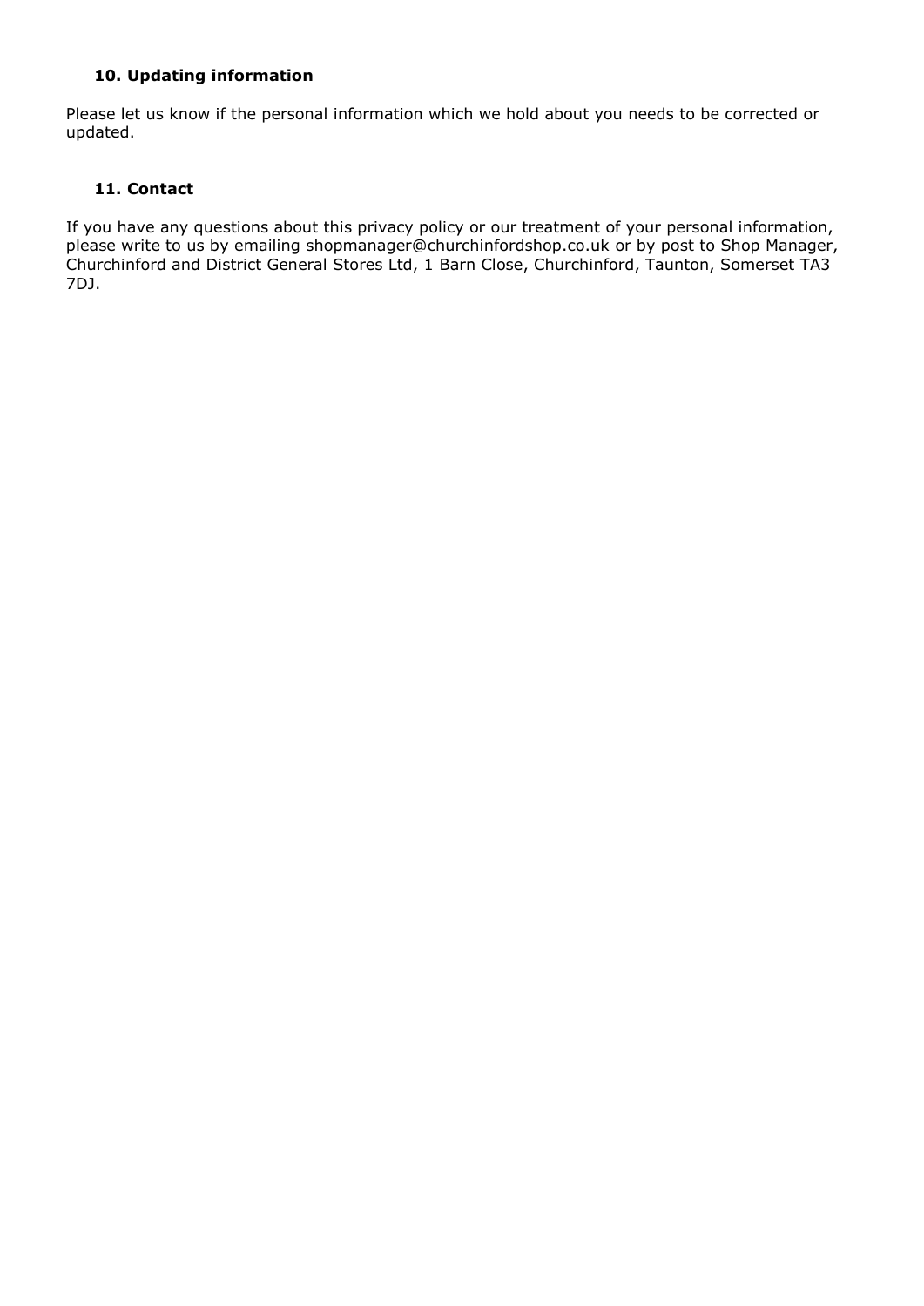### 10. Updating information

Please let us know if the personal information which we hold about you needs to be corrected or updated.

### 11. Contact

If you have any questions about this privacy policy or our treatment of your personal information, please write to us by emailing shopmanager@churchinfordshop.co.uk or by post to Shop Manager, Churchinford and District General Stores Ltd, 1 Barn Close, Churchinford, Taunton, Somerset TA3 7DJ.